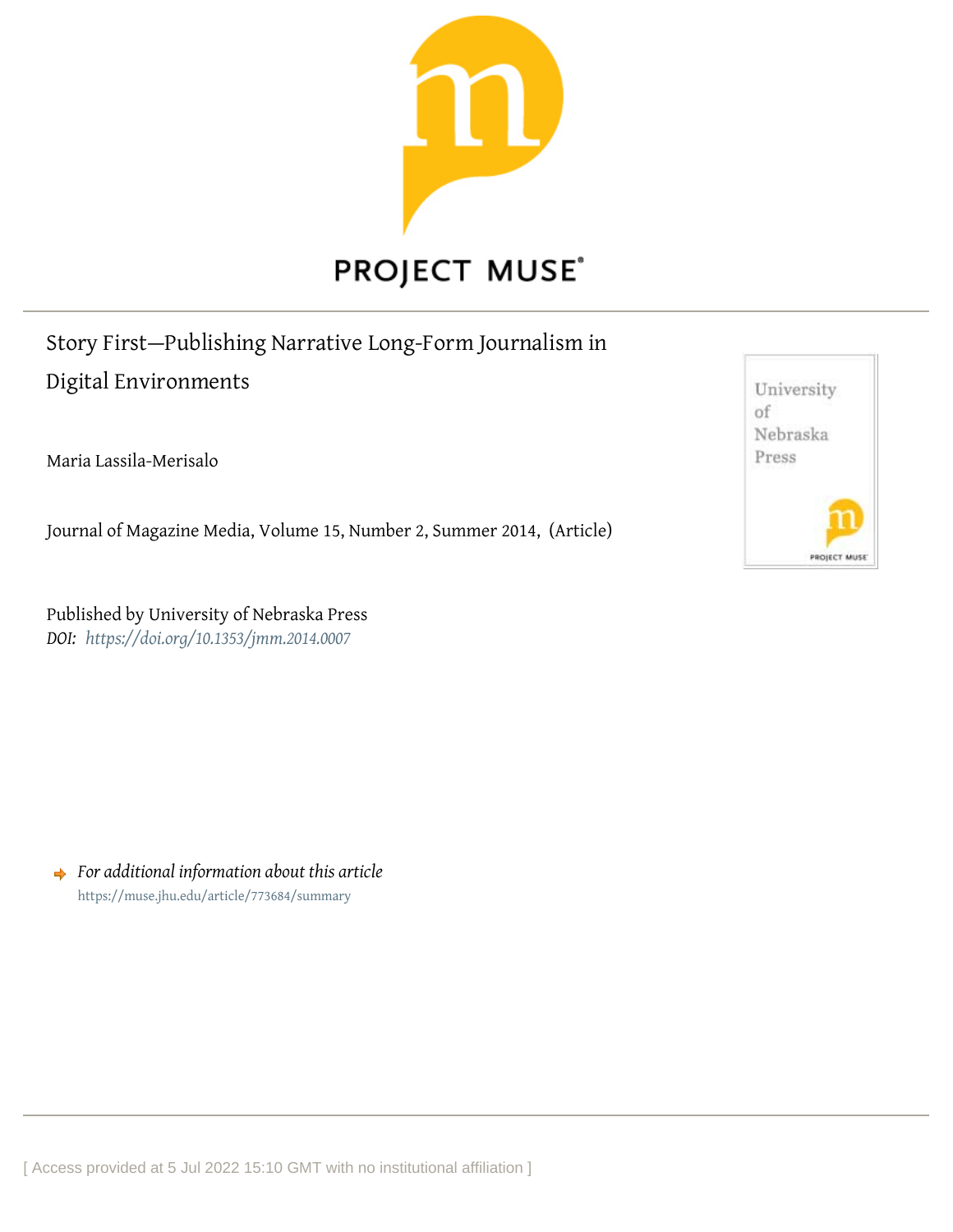PROJECT MUSE

# Story First—Publishing Narrative Long-Form Journalism in Digital Environments

Maria Lassila-Merisalo

Journal of Magazine Media, Volume 15, Number 2, Summer 2014, (Article)

Published by University of Nebraska Press

*DOI: https://doi.org/10.1353/jmm.2014.0007*

*For additional information about this article*

https://muse.jhu.edu/article/773684/summary

[ Access provided at 5 Jul 2022 15:10 GMT with no institutional affiliation ]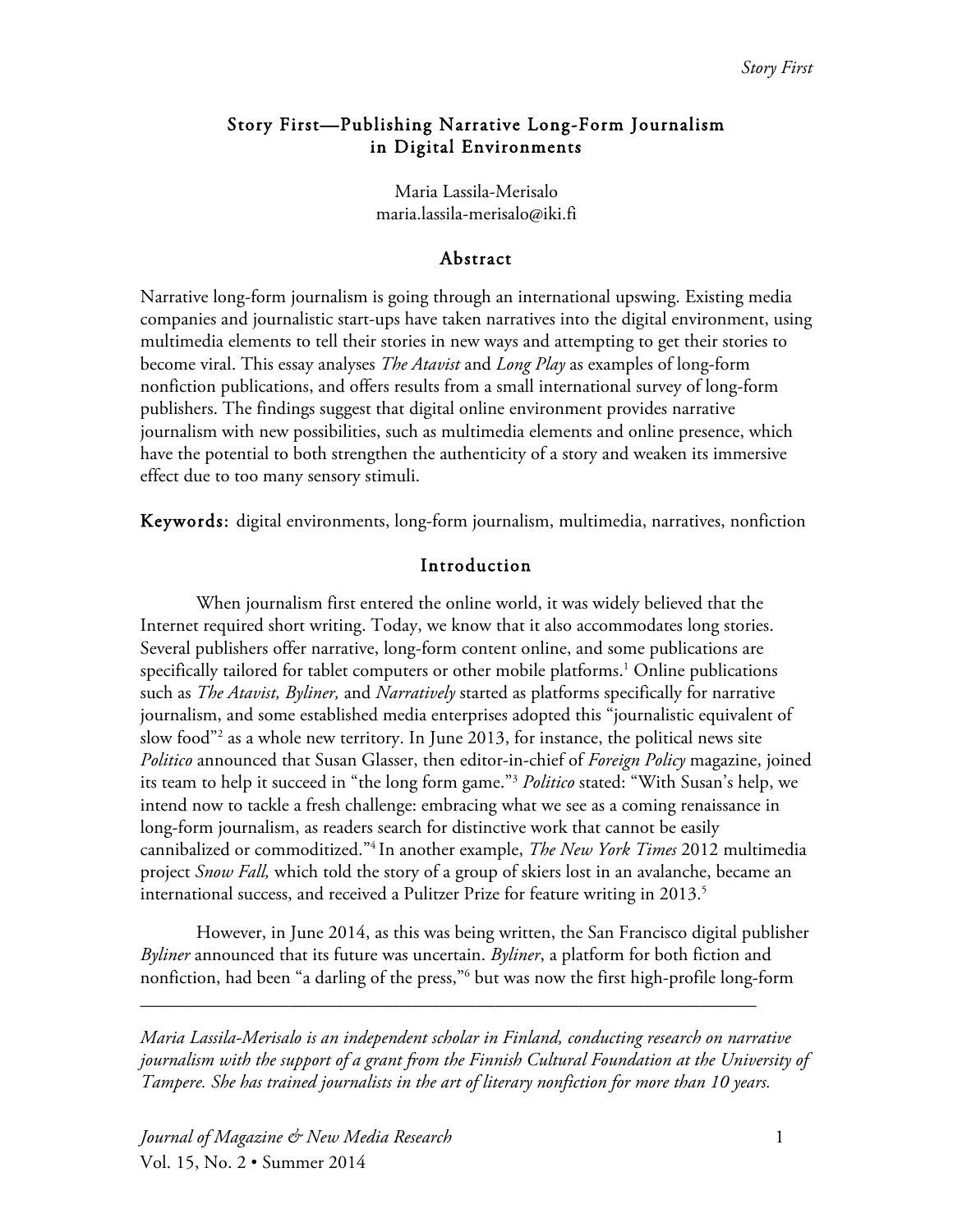## Story First—Publishing Narrative Long-Form Journalism in Digital Environments

Maria Lassila-Merisalo
maria.lassila-merisalo@iki.fi

### Abstract

Narrative long-form journalism is going through an international upswing. Existing media companies and journalistic start-ups have taken narratives into the digital environment, using multimedia elements to tell their stories in new ways and attempting to get their stories to become viral. This essay analyses *The Atavist* and *Long Play* as examples of long-form nonfiction publications, and offers results from a small international survey of long-form publishers. The findings suggest that digital online environment provides narrative journalism with new possibilities, such as multimedia elements and online presence, which have the potential to both strengthen the authenticity of a story and weaken its immersive effect due to too many sensory stimuli.

**Keywords:** digital environments, long-form journalism, multimedia, narratives, nonfiction

### Introduction

When journalism first entered the online world, it was widely believed that the Internet required short writing. Today, we know that it also accommodates long stories. Several publishers offer narrative, long-form content online, and some publications are specifically tailored for tablet computers or other mobile platforms.[1] Online publications such as *The Atavist, Byliner,* and *Narratively* started as platforms specifically for narrative journalism, and some established media enterprises adopted this "journalistic equivalent of slow food"[2] as a whole new territory. In June 2013, for instance, the political news site *Politico* announced that Susan Glasser, then editor-in-chief of *Foreign Policy* magazine, joined its team to help it succeed in "the long form game."[3] *Politico* stated: "With Susan's help, we intend now to tackle a fresh challenge: embracing what we see as a coming renaissance in long-form journalism, as readers search for distinctive work that cannot be easily cannibalized or commoditized."[4] In another example, *The New York Times* 2012 multimedia project *Snow Fall,* which told the story of a group of skiers lost in an avalanche, became an international success, and received a Pulitzer Prize for feature writing in 2013.[5]

However, in June 2014, as this was being written, the San Francisco digital publisher *Byliner* announced that its future was uncertain. *Byliner*, a platform for both fiction and nonfiction, had been "a darling of the press,"[6] but was now the first high-profile long-form

---

*Maria Lassila-Merisalo is an independent scholar in Finland, conducting research on narrative journalism with the support of a grant from the Finnish Cultural Foundation at the University of Tampere. She has trained journalists in the art of literary nonfiction for more than 10 years.*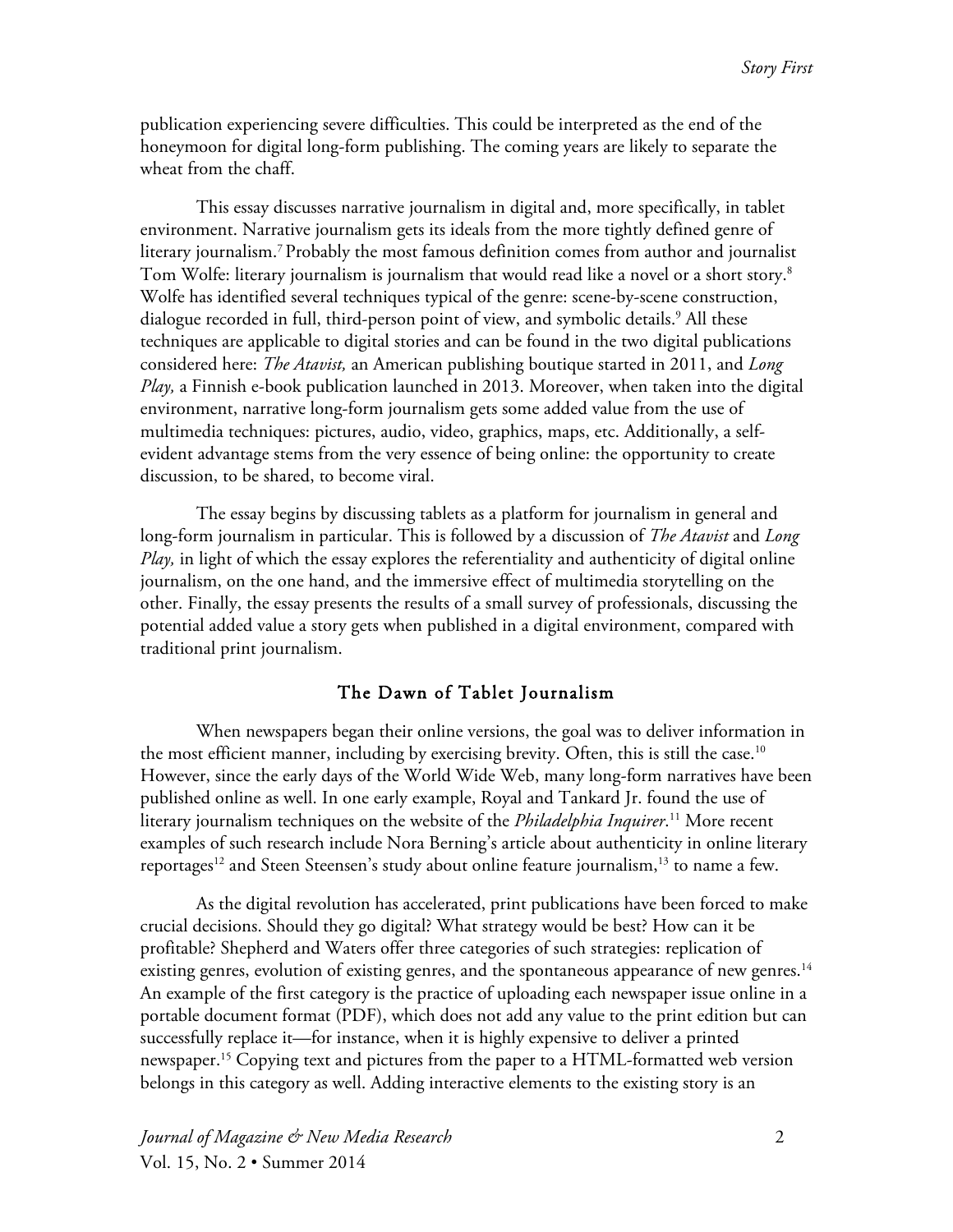publication experiencing severe difficulties. This could be interpreted as the end of the honeymoon for digital long-form publishing. The coming years are likely to separate the wheat from the chaff.

This essay discusses narrative journalism in digital and, more specifically, in tablet environment. Narrative journalism gets its ideals from the more tightly defined genre of literary journalism.[7] Probably the most famous definition comes from author and journalist Tom Wolfe: literary journalism is journalism that would read like a novel or a short story.[8] Wolfe has identified several techniques typical of the genre: scene-by-scene construction, dialogue recorded in full, third-person point of view, and symbolic details.[9] All these techniques are applicable to digital stories and can be found in the two digital publications considered here: *The Atavist,* an American publishing boutique started in 2011, and *Long Play,* a Finnish e-book publication launched in 2013. Moreover, when taken into the digital environment, narrative long-form journalism gets some added value from the use of multimedia techniques: pictures, audio, video, graphics, maps, etc. Additionally, a self-evident advantage stems from the very essence of being online: the opportunity to create discussion, to be shared, to become viral.

The essay begins by discussing tablets as a platform for journalism in general and long-form journalism in particular. This is followed by a discussion of *The Atavist* and *Long Play,* in light of which the essay explores the referentiality and authenticity of digital online journalism, on the one hand, and the immersive effect of multimedia storytelling on the other. Finally, the essay presents the results of a small survey of professionals, discussing the potential added value a story gets when published in a digital environment, compared with traditional print journalism.

## The Dawn of Tablet Journalism

When newspapers began their online versions, the goal was to deliver information in the most efficient manner, including by exercising brevity. Often, this is still the case.[10] However, since the early days of the World Wide Web, many long-form narratives have been published online as well. In one early example, Royal and Tankard Jr. found the use of literary journalism techniques on the website of the *Philadelphia Inquirer*.[11] More recent examples of such research include Nora Berning's article about authenticity in online literary reportages[12] and Steen Steensen's study about online feature journalism,[13] to name a few.

As the digital revolution has accelerated, print publications have been forced to make crucial decisions. Should they go digital? What strategy would be best? How can it be profitable? Shepherd and Waters offer three categories of such strategies: replication of existing genres, evolution of existing genres, and the spontaneous appearance of new genres.[14] An example of the first category is the practice of uploading each newspaper issue online in a portable document format (PDF), which does not add any value to the print edition but can successfully replace it—for instance, when it is highly expensive to deliver a printed newspaper.[15] Copying text and pictures from the paper to a HTML-formatted web version belongs in this category as well. Adding interactive elements to the existing story is an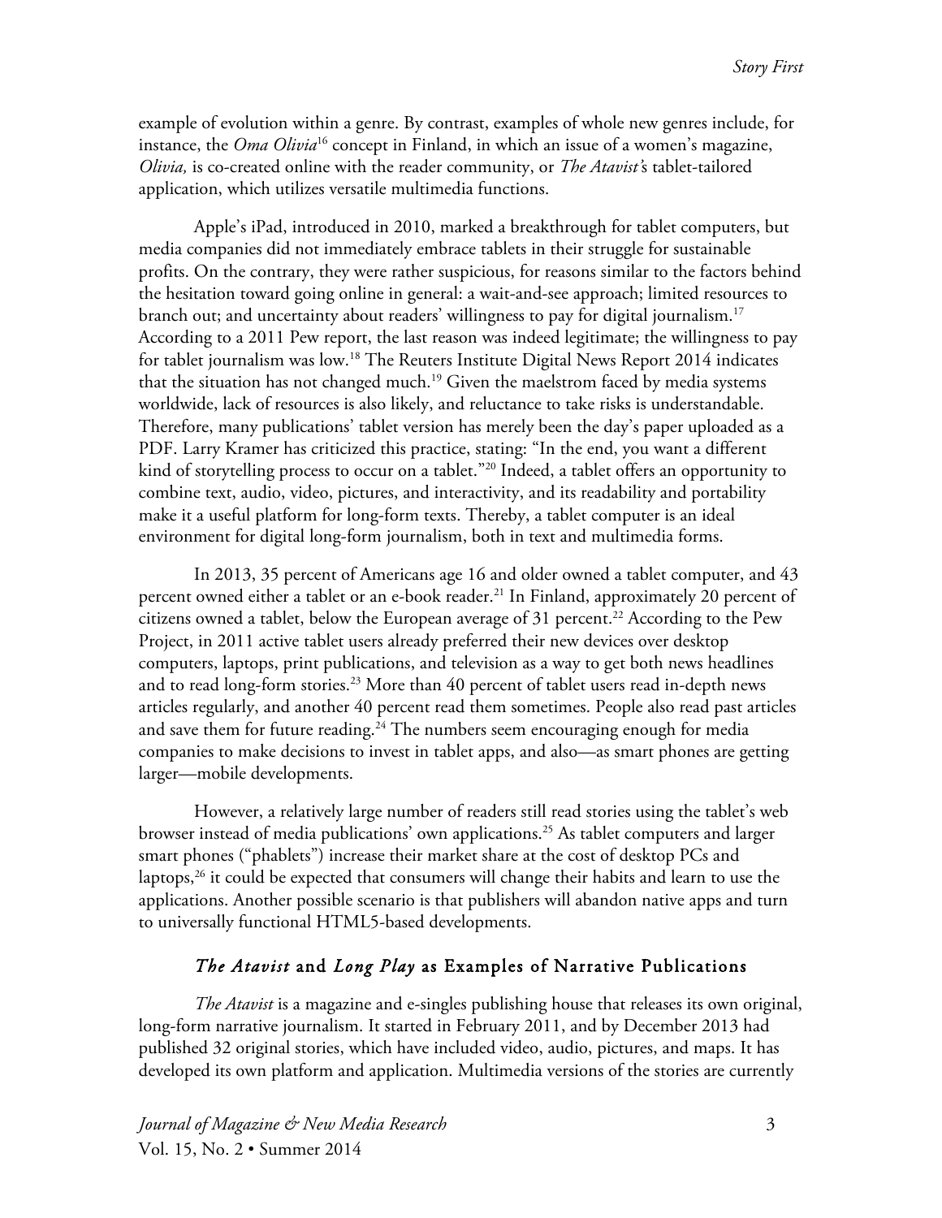example of evolution within a genre. By contrast, examples of whole new genres include, for instance, the *Oma Olivia*[16] concept in Finland, in which an issue of a women's magazine, *Olivia,* is co-created online with the reader community, or *The Atavist'*s tablet-tailored application, which utilizes versatile multimedia functions.

Apple's iPad, introduced in 2010, marked a breakthrough for tablet computers, but media companies did not immediately embrace tablets in their struggle for sustainable profits. On the contrary, they were rather suspicious, for reasons similar to the factors behind the hesitation toward going online in general: a wait-and-see approach; limited resources to branch out; and uncertainty about readers' willingness to pay for digital journalism.[17] According to a 2011 Pew report, the last reason was indeed legitimate; the willingness to pay for tablet journalism was low.[18] The Reuters Institute Digital News Report 2014 indicates that the situation has not changed much.[19] Given the maelstrom faced by media systems worldwide, lack of resources is also likely, and reluctance to take risks is understandable. Therefore, many publications' tablet version has merely been the day's paper uploaded as a PDF. Larry Kramer has criticized this practice, stating: "In the end, you want a different kind of storytelling process to occur on a tablet."[20] Indeed, a tablet offers an opportunity to combine text, audio, video, pictures, and interactivity, and its readability and portability make it a useful platform for long-form texts. Thereby, a tablet computer is an ideal environment for digital long-form journalism, both in text and multimedia forms.

In 2013, 35 percent of Americans age 16 and older owned a tablet computer, and 43 percent owned either a tablet or an e-book reader.[21] In Finland, approximately 20 percent of citizens owned a tablet, below the European average of 31 percent.[22] According to the Pew Project, in 2011 active tablet users already preferred their new devices over desktop computers, laptops, print publications, and television as a way to get both news headlines and to read long-form stories.[23] More than 40 percent of tablet users read in-depth news articles regularly, and another 40 percent read them sometimes. People also read past articles and save them for future reading.[24] The numbers seem encouraging enough for media companies to make decisions to invest in tablet apps, and also—as smart phones are getting larger—mobile developments.

However, a relatively large number of readers still read stories using the tablet's web browser instead of media publications' own applications.[25] As tablet computers and larger smart phones ("phablets") increase their market share at the cost of desktop PCs and laptops,[26] it could be expected that consumers will change their habits and learn to use the applications. Another possible scenario is that publishers will abandon native apps and turn to universally functional HTML5-based developments.

## *The Atavist* and *Long Play* as Examples of Narrative Publications

*The Atavist* is a magazine and e-singles publishing house that releases its own original, long-form narrative journalism. It started in February 2011, and by December 2013 had published 32 original stories, which have included video, audio, pictures, and maps. It has developed its own platform and application. Multimedia versions of the stories are currently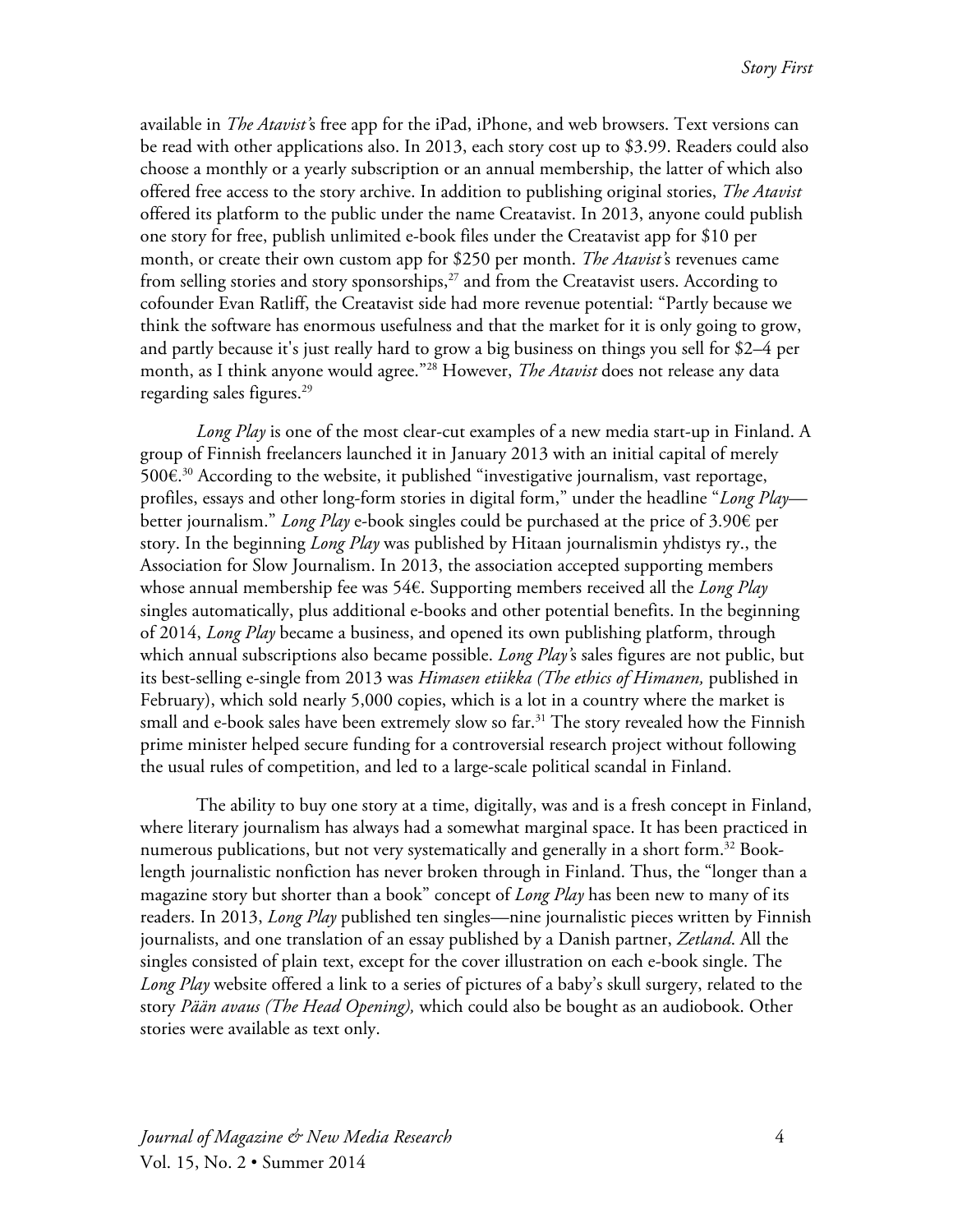available in *The Atavist's* free app for the iPad, iPhone, and web browsers. Text versions can be read with other applications also. In 2013, each story cost up to $3.99. Readers could also choose a monthly or a yearly subscription or an annual membership, the latter of which also offered free access to the story archive. In addition to publishing original stories, *The Atavist* offered its platform to the public under the name Creatavist. In 2013, anyone could publish one story for free, publish unlimited e-book files under the Creatavist app for $10 per month, or create their own custom app for $250 per month. *The Atavist's* revenues came from selling stories and story sponsorships,[27] and from the Creatavist users. According to cofounder Evan Ratliff, the Creatavist side had more revenue potential: "Partly because we think the software has enormous usefulness and that the market for it is only going to grow, and partly because it's just really hard to grow a big business on things you sell for $2–4 per month, as I think anyone would agree."[28] However, *The Atavist* does not release any data regarding sales figures.[29]

*Long Play* is one of the most clear-cut examples of a new media start-up in Finland. A group of Finnish freelancers launched it in January 2013 with an initial capital of merely 500€.[30] According to the website, it published "investigative journalism, vast reportage, profiles, essays and other long-form stories in digital form," under the headline "*Long Play*—better journalism." *Long Play* e-book singles could be purchased at the price of 3.90€ per story. In the beginning *Long Play* was published by Hitaan journalismin yhdistys ry., the Association for Slow Journalism. In 2013, the association accepted supporting members whose annual membership fee was 54€. Supporting members received all the *Long Play* singles automatically, plus additional e-books and other potential benefits. In the beginning of 2014, *Long Play* became a business, and opened its own publishing platform, through which annual subscriptions also became possible. *Long Play's* sales figures are not public, but its best-selling e-single from 2013 was *Himasen etiikka (The ethics of Himanen,* published in February), which sold nearly 5,000 copies, which is a lot in a country where the market is small and e-book sales have been extremely slow so far.[31] The story revealed how the Finnish prime minister helped secure funding for a controversial research project without following the usual rules of competition, and led to a large-scale political scandal in Finland.

The ability to buy one story at a time, digitally, was and is a fresh concept in Finland, where literary journalism has always had a somewhat marginal space. It has been practiced in numerous publications, but not very systematically and generally in a short form.[32] Book-length journalistic nonfiction has never broken through in Finland. Thus, the "longer than a magazine story but shorter than a book" concept of *Long Play* has been new to many of its readers. In 2013, *Long Play* published ten singles—nine journalistic pieces written by Finnish journalists, and one translation of an essay published by a Danish partner, *Zetland*. All the singles consisted of plain text, except for the cover illustration on each e-book single. The *Long Play* website offered a link to a series of pictures of a baby's skull surgery, related to the story *Pään avaus (The Head Opening),* which could also be bought as an audiobook. Other stories were available as text only.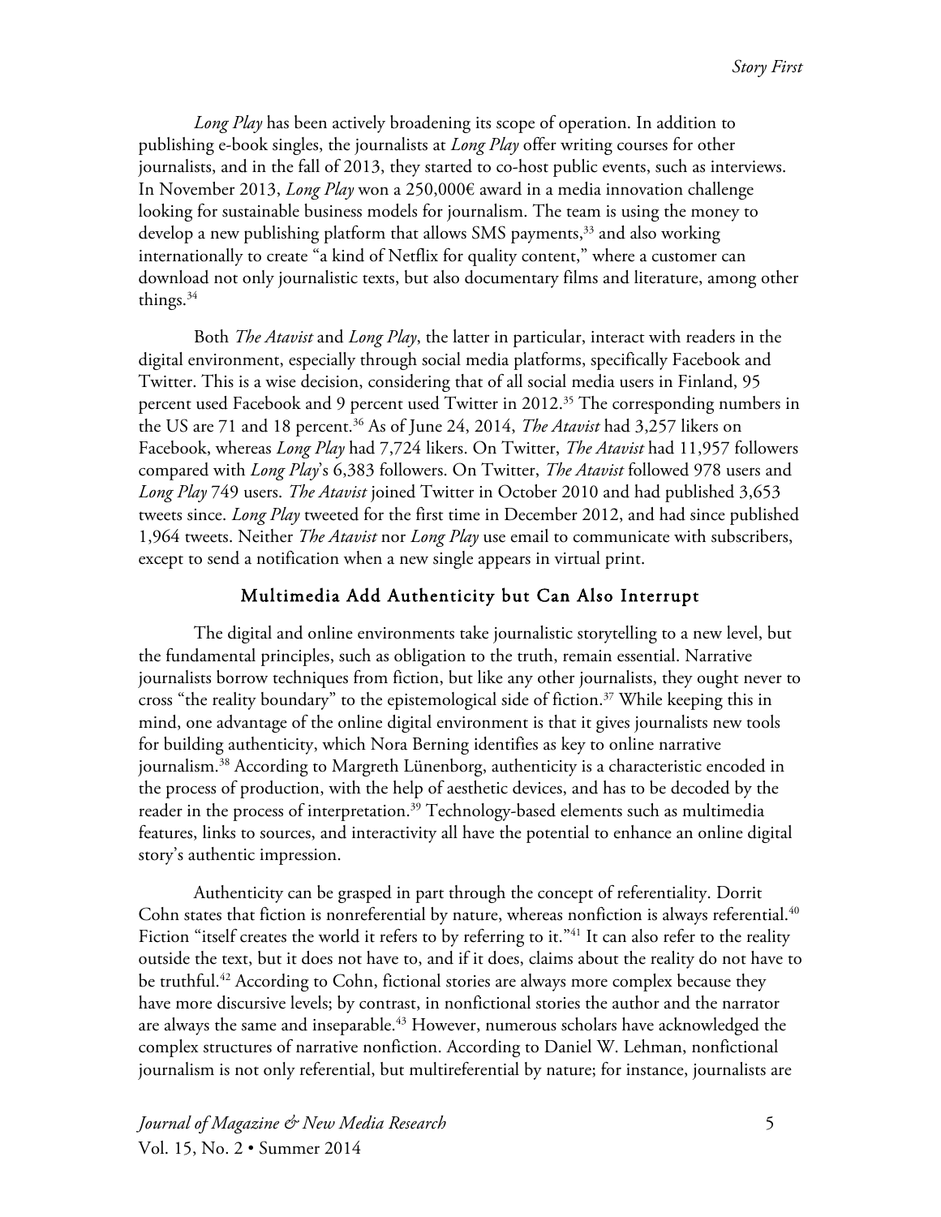*Long Play* has been actively broadening its scope of operation. In addition to publishing e-book singles, the journalists at *Long Play* offer writing courses for other journalists, and in the fall of 2013, they started to co-host public events, such as interviews. In November 2013, *Long Play* won a 250,000€ award in a media innovation challenge looking for sustainable business models for journalism. The team is using the money to develop a new publishing platform that allows SMS payments,[33] and also working internationally to create "a kind of Netflix for quality content," where a customer can download not only journalistic texts, but also documentary films and literature, among other things.[34]

Both *The Atavist* and *Long Play*, the latter in particular, interact with readers in the digital environment, especially through social media platforms, specifically Facebook and Twitter. This is a wise decision, considering that of all social media users in Finland, 95 percent used Facebook and 9 percent used Twitter in 2012.[35] The corresponding numbers in the US are 71 and 18 percent.[36] As of June 24, 2014, *The Atavist* had 3,257 likers on Facebook, whereas *Long Play* had 7,724 likers. On Twitter, *The Atavist* had 11,957 followers compared with *Long Play*'s 6,383 followers. On Twitter, *The Atavist* followed 978 users and *Long Play* 749 users. *The Atavist* joined Twitter in October 2010 and had published 3,653 tweets since. *Long Play* tweeted for the first time in December 2012, and had since published 1,964 tweets. Neither *The Atavist* nor *Long Play* use email to communicate with subscribers, except to send a notification when a new single appears in virtual print.

## Multimedia Add Authenticity but Can Also Interrupt

The digital and online environments take journalistic storytelling to a new level, but the fundamental principles, such as obligation to the truth, remain essential. Narrative journalists borrow techniques from fiction, but like any other journalists, they ought never to cross "the reality boundary" to the epistemological side of fiction.[37] While keeping this in mind, one advantage of the online digital environment is that it gives journalists new tools for building authenticity, which Nora Berning identifies as key to online narrative journalism.[38] According to Margreth Lünenborg, authenticity is a characteristic encoded in the process of production, with the help of aesthetic devices, and has to be decoded by the reader in the process of interpretation.[39] Technology-based elements such as multimedia features, links to sources, and interactivity all have the potential to enhance an online digital story's authentic impression.

Authenticity can be grasped in part through the concept of referentiality. Dorrit Cohn states that fiction is nonreferential by nature, whereas nonfiction is always referential.[40] Fiction "itself creates the world it refers to by referring to it."[41] It can also refer to the reality outside the text, but it does not have to, and if it does, claims about the reality do not have to be truthful.[42] According to Cohn, fictional stories are always more complex because they have more discursive levels; by contrast, in nonfictional stories the author and the narrator are always the same and inseparable.[43] However, numerous scholars have acknowledged the complex structures of narrative nonfiction. According to Daniel W. Lehman, nonfictional journalism is not only referential, but multireferential by nature; for instance, journalists are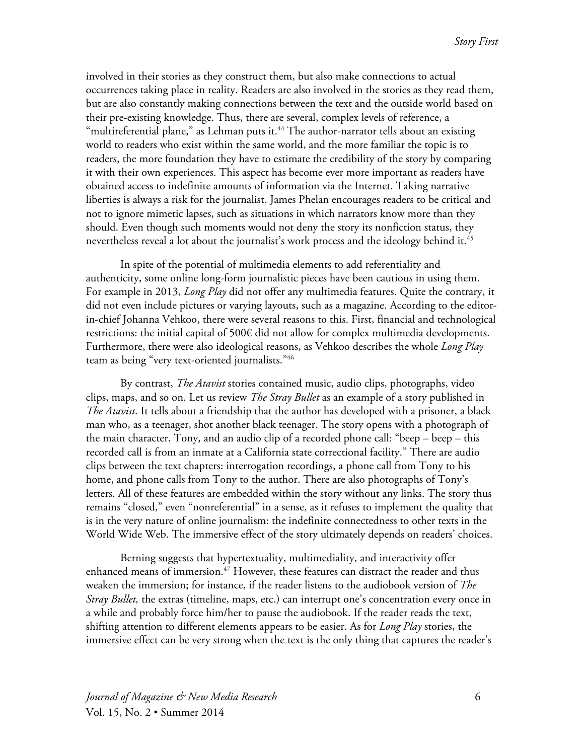involved in their stories as they construct them, but also make connections to actual occurrences taking place in reality. Readers are also involved in the stories as they read them, but are also constantly making connections between the text and the outside world based on their pre-existing knowledge. Thus, there are several, complex levels of reference, a "multireferential plane," as Lehman puts it.[44] The author-narrator tells about an existing world to readers who exist within the same world, and the more familiar the topic is to readers, the more foundation they have to estimate the credibility of the story by comparing it with their own experiences. This aspect has become ever more important as readers have obtained access to indefinite amounts of information via the Internet. Taking narrative liberties is always a risk for the journalist. James Phelan encourages readers to be critical and not to ignore mimetic lapses, such as situations in which narrators know more than they should. Even though such moments would not deny the story its nonfiction status, they nevertheless reveal a lot about the journalist's work process and the ideology behind it.[45]

In spite of the potential of multimedia elements to add referentiality and authenticity, some online long-form journalistic pieces have been cautious in using them. For example in 2013, *Long Play* did not offer any multimedia features. Quite the contrary, it did not even include pictures or varying layouts, such as a magazine. According to the editor-in-chief Johanna Vehkoo, there were several reasons to this. First, financial and technological restrictions: the initial capital of 500€ did not allow for complex multimedia developments. Furthermore, there were also ideological reasons, as Vehkoo describes the whole *Long Play* team as being "very text-oriented journalists."[46]

By contrast, *The Atavist* stories contained music, audio clips, photographs, video clips, maps, and so on. Let us review *The Stray Bullet* as an example of a story published in *The Atavist*. It tells about a friendship that the author has developed with a prisoner, a black man who, as a teenager, shot another black teenager. The story opens with a photograph of the main character, Tony, and an audio clip of a recorded phone call: "beep – beep – this recorded call is from an inmate at a California state correctional facility." There are audio clips between the text chapters: interrogation recordings, a phone call from Tony to his home, and phone calls from Tony to the author. There are also photographs of Tony's letters. All of these features are embedded within the story without any links. The story thus remains "closed," even "nonreferential" in a sense, as it refuses to implement the quality that is in the very nature of online journalism: the indefinite connectedness to other texts in the World Wide Web. The immersive effect of the story ultimately depends on readers' choices.

Berning suggests that hypertextuality, multimediality, and interactivity offer enhanced means of immersion.[47] However, these features can distract the reader and thus weaken the immersion; for instance, if the reader listens to the audiobook version of *The Stray Bullet,* the extras (timeline, maps, etc.) can interrupt one's concentration every once in a while and probably force him/her to pause the audiobook. If the reader reads the text, shifting attention to different elements appears to be easier. As for *Long Play* stories, the immersive effect can be very strong when the text is the only thing that captures the reader's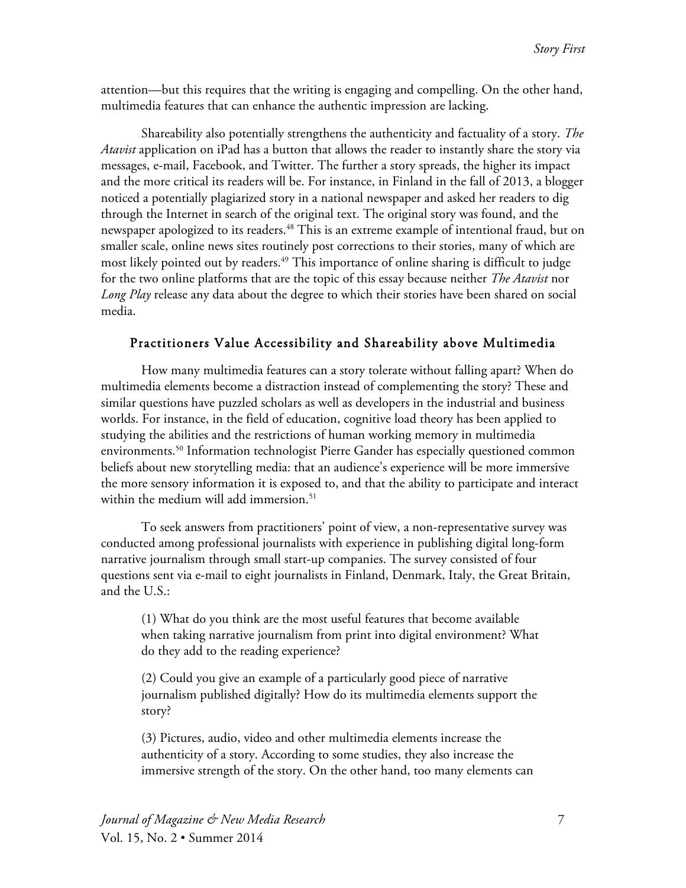attention—but this requires that the writing is engaging and compelling. On the other hand, multimedia features that can enhance the authentic impression are lacking.

Shareability also potentially strengthens the authenticity and factuality of a story. *The Atavist* application on iPad has a button that allows the reader to instantly share the story via messages, e-mail, Facebook, and Twitter. The further a story spreads, the higher its impact and the more critical its readers will be. For instance, in Finland in the fall of 2013, a blogger noticed a potentially plagiarized story in a national newspaper and asked her readers to dig through the Internet in search of the original text. The original story was found, and the newspaper apologized to its readers.[48] This is an extreme example of intentional fraud, but on smaller scale, online news sites routinely post corrections to their stories, many of which are most likely pointed out by readers.[49] This importance of online sharing is difficult to judge for the two online platforms that are the topic of this essay because neither *The Atavist* nor *Long Play* release any data about the degree to which their stories have been shared on social media.

## Practitioners Value Accessibility and Shareability above Multimedia

How many multimedia features can a story tolerate without falling apart? When do multimedia elements become a distraction instead of complementing the story? These and similar questions have puzzled scholars as well as developers in the industrial and business worlds. For instance, in the field of education, cognitive load theory has been applied to studying the abilities and the restrictions of human working memory in multimedia environments.[50] Information technologist Pierre Gander has especially questioned common beliefs about new storytelling media: that an audience's experience will be more immersive the more sensory information it is exposed to, and that the ability to participate and interact within the medium will add immersion.[51]

To seek answers from practitioners' point of view, a non-representative survey was conducted among professional journalists with experience in publishing digital long-form narrative journalism through small start-up companies. The survey consisted of four questions sent via e-mail to eight journalists in Finland, Denmark, Italy, the Great Britain, and the U.S.:

> (1) What do you think are the most useful features that become available when taking narrative journalism from print into digital environment? What do they add to the reading experience?
>
> (2) Could you give an example of a particularly good piece of narrative journalism published digitally? How do its multimedia elements support the story?
>
> (3) Pictures, audio, video and other multimedia elements increase the authenticity of a story. According to some studies, they also increase the immersive strength of the story. On the other hand, too many elements can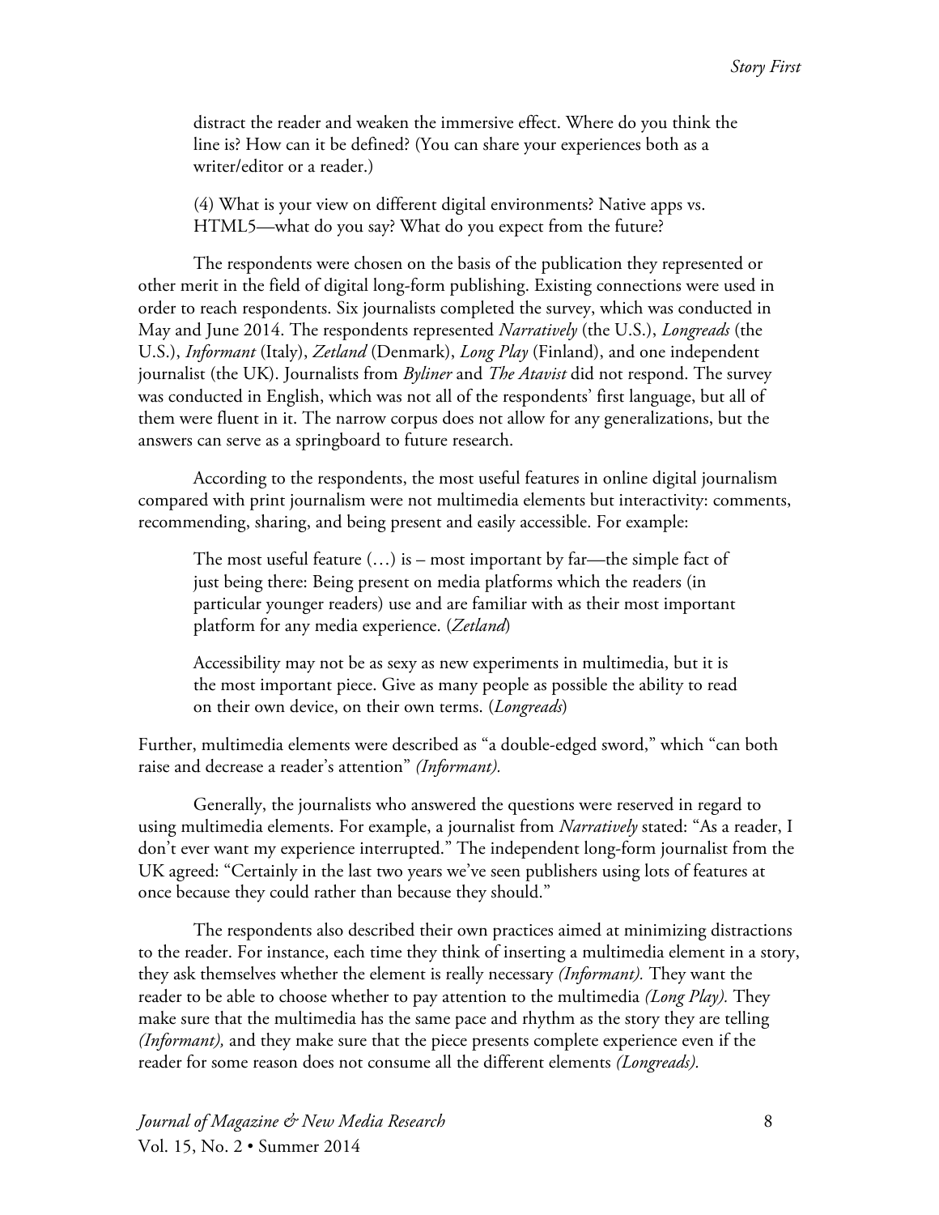> distract the reader and weaken the immersive effect. Where do you think the line is? How can it be defined? (You can share your experiences both as a writer/editor or a reader.)
>
> (4) What is your view on different digital environments? Native apps vs. HTML5—what do you say? What do you expect from the future?

The respondents were chosen on the basis of the publication they represented or other merit in the field of digital long-form publishing. Existing connections were used in order to reach respondents. Six journalists completed the survey, which was conducted in May and June 2014. The respondents represented *Narratively* (the U.S.), *Longreads* (the U.S.), *Informant* (Italy), *Zetland* (Denmark), *Long Play* (Finland), and one independent journalist (the UK). Journalists from *Byliner* and *The Atavist* did not respond. The survey was conducted in English, which was not all of the respondents' first language, but all of them were fluent in it. The narrow corpus does not allow for any generalizations, but the answers can serve as a springboard to future research.

According to the respondents, the most useful features in online digital journalism compared with print journalism were not multimedia elements but interactivity: comments, recommending, sharing, and being present and easily accessible. For example:

> The most useful feature (…) is – most important by far—the simple fact of just being there: Being present on media platforms which the readers (in particular younger readers) use and are familiar with as their most important platform for any media experience. (*Zetland*)
>
> Accessibility may not be as sexy as new experiments in multimedia, but it is the most important piece. Give as many people as possible the ability to read on their own device, on their own terms. (*Longreads*)

Further, multimedia elements were described as "a double-edged sword," which "can both raise and decrease a reader's attention" *(Informant).*

Generally, the journalists who answered the questions were reserved in regard to using multimedia elements. For example, a journalist from *Narratively* stated: "As a reader, I don't ever want my experience interrupted." The independent long-form journalist from the UK agreed: "Certainly in the last two years we've seen publishers using lots of features at once because they could rather than because they should."

The respondents also described their own practices aimed at minimizing distractions to the reader. For instance, each time they think of inserting a multimedia element in a story, they ask themselves whether the element is really necessary *(Informant).* They want the reader to be able to choose whether to pay attention to the multimedia *(Long Play).* They make sure that the multimedia has the same pace and rhythm as the story they are telling *(Informant),* and they make sure that the piece presents complete experience even if the reader for some reason does not consume all the different elements *(Longreads).*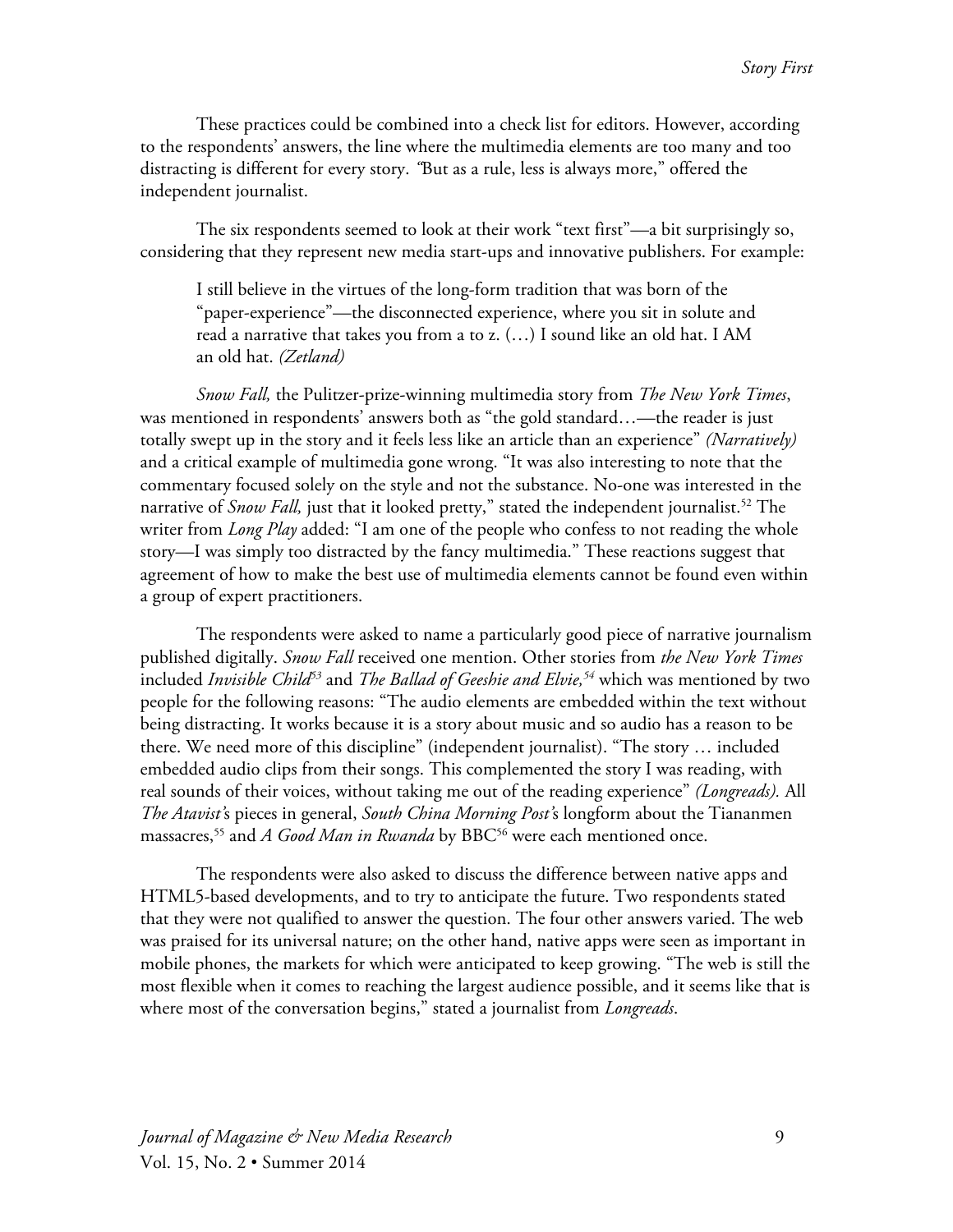These practices could be combined into a check list for editors. However, according to the respondents' answers, the line where the multimedia elements are too many and too distracting is different for every story. "But as a rule, less is always more," offered the independent journalist.

The six respondents seemed to look at their work "text first"—a bit surprisingly so, considering that they represent new media start-ups and innovative publishers. For example:

> I still believe in the virtues of the long-form tradition that was born of the "paper-experience"—the disconnected experience, where you sit in solute and read a narrative that takes you from a to z. (…) I sound like an old hat. I AM an old hat. *(Zetland)*

*Snow Fall,* the Pulitzer-prize-winning multimedia story from *The New York Times*, was mentioned in respondents' answers both as "the gold standard…—the reader is just totally swept up in the story and it feels less like an article than an experience" *(Narratively)* and a critical example of multimedia gone wrong. "It was also interesting to note that the commentary focused solely on the style and not the substance. No-one was interested in the narrative of *Snow Fall,* just that it looked pretty," stated the independent journalist.[52] The writer from *Long Play* added: "I am one of the people who confess to not reading the whole story—I was simply too distracted by the fancy multimedia." These reactions suggest that agreement of how to make the best use of multimedia elements cannot be found even within a group of expert practitioners.

The respondents were asked to name a particularly good piece of narrative journalism published digitally. *Snow Fall* received one mention. Other stories from *the New York Times* included *Invisible Child*[53] and *The Ballad of Geeshie and Elvie,*[54] which was mentioned by two people for the following reasons: "The audio elements are embedded within the text without being distracting. It works because it is a story about music and so audio has a reason to be there. We need more of this discipline" (independent journalist). "The story … included embedded audio clips from their songs. This complemented the story I was reading, with real sounds of their voices, without taking me out of the reading experience" *(Longreads).* All *The Atavist*'s pieces in general, *South China Morning Post*'s longform about the Tiananmen massacres,[55] and *A Good Man in Rwanda* by BBC[56] were each mentioned once.

The respondents were also asked to discuss the difference between native apps and HTML5-based developments, and to try to anticipate the future. Two respondents stated that they were not qualified to answer the question. The four other answers varied. The web was praised for its universal nature; on the other hand, native apps were seen as important in mobile phones, the markets for which were anticipated to keep growing. "The web is still the most flexible when it comes to reaching the largest audience possible, and it seems like that is where most of the conversation begins," stated a journalist from *Longreads*.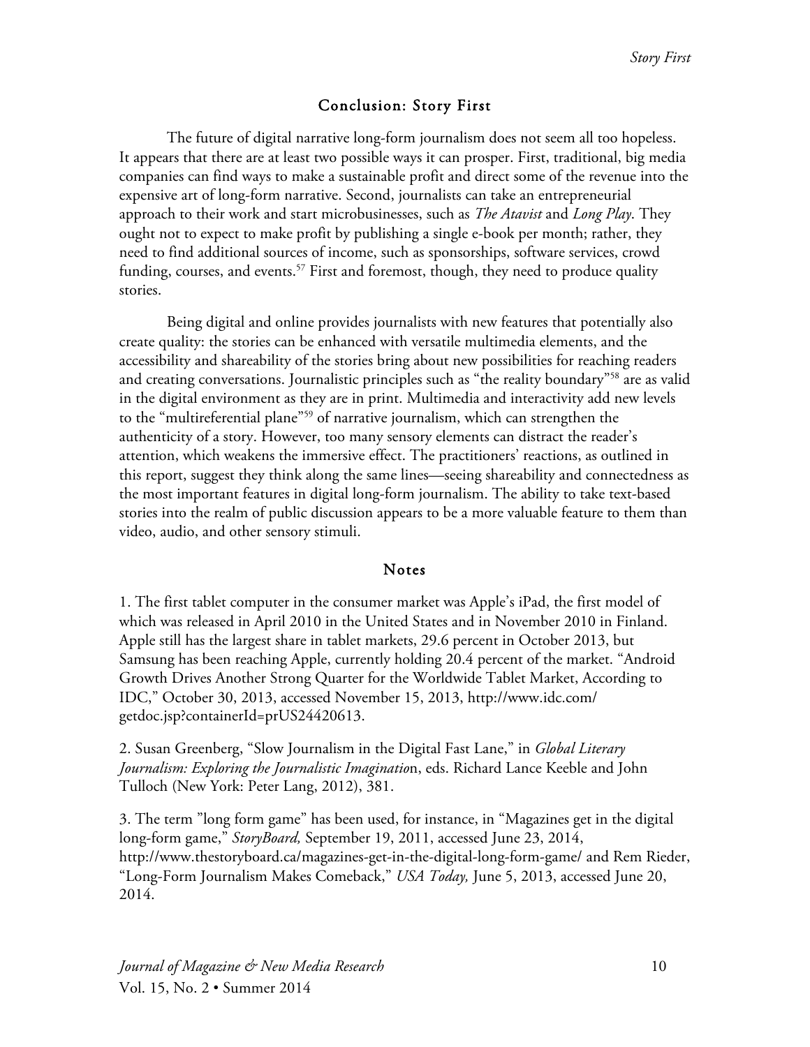## Conclusion: Story First

The future of digital narrative long-form journalism does not seem all too hopeless. It appears that there are at least two possible ways it can prosper. First, traditional, big media companies can find ways to make a sustainable profit and direct some of the revenue into the expensive art of long-form narrative. Second, journalists can take an entrepreneurial approach to their work and start microbusinesses, such as *The Atavist* and *Long Play*. They ought not to expect to make profit by publishing a single e-book per month; rather, they need to find additional sources of income, such as sponsorships, software services, crowd funding, courses, and events.[57] First and foremost, though, they need to produce quality stories.

Being digital and online provides journalists with new features that potentially also create quality: the stories can be enhanced with versatile multimedia elements, and the accessibility and shareability of the stories bring about new possibilities for reaching readers and creating conversations. Journalistic principles such as "the reality boundary"[58] are as valid in the digital environment as they are in print. Multimedia and interactivity add new levels to the "multireferential plane"[59] of narrative journalism, which can strengthen the authenticity of a story. However, too many sensory elements can distract the reader's attention, which weakens the immersive effect. The practitioners' reactions, as outlined in this report, suggest they think along the same lines—seeing shareability and connectedness as the most important features in digital long-form journalism. The ability to take text-based stories into the realm of public discussion appears to be a more valuable feature to them than video, audio, and other sensory stimuli.

## Notes

1. The first tablet computer in the consumer market was Apple's iPad, the first model of which was released in April 2010 in the United States and in November 2010 in Finland. Apple still has the largest share in tablet markets, 29.6 percent in October 2013, but Samsung has been reaching Apple, currently holding 20.4 percent of the market. "Android Growth Drives Another Strong Quarter for the Worldwide Tablet Market, According to IDC," October 30, 2013, accessed November 15, 2013, http://www.idc.com/getdoc.jsp?containerId=prUS24420613.

2. Susan Greenberg, "Slow Journalism in the Digital Fast Lane," in *Global Literary Journalism: Exploring the Journalistic Imagination*, eds. Richard Lance Keeble and John Tulloch (New York: Peter Lang, 2012), 381.

3. The term "long form game" has been used, for instance, in "Magazines get in the digital long-form game," *StoryBoard,* September 19, 2011, accessed June 23, 2014, http://www.thestoryboard.ca/magazines-get-in-the-digital-long-form-game/ and Rem Rieder, "Long-Form Journalism Makes Comeback," *USA Today,* June 5, 2013, accessed June 20, 2014.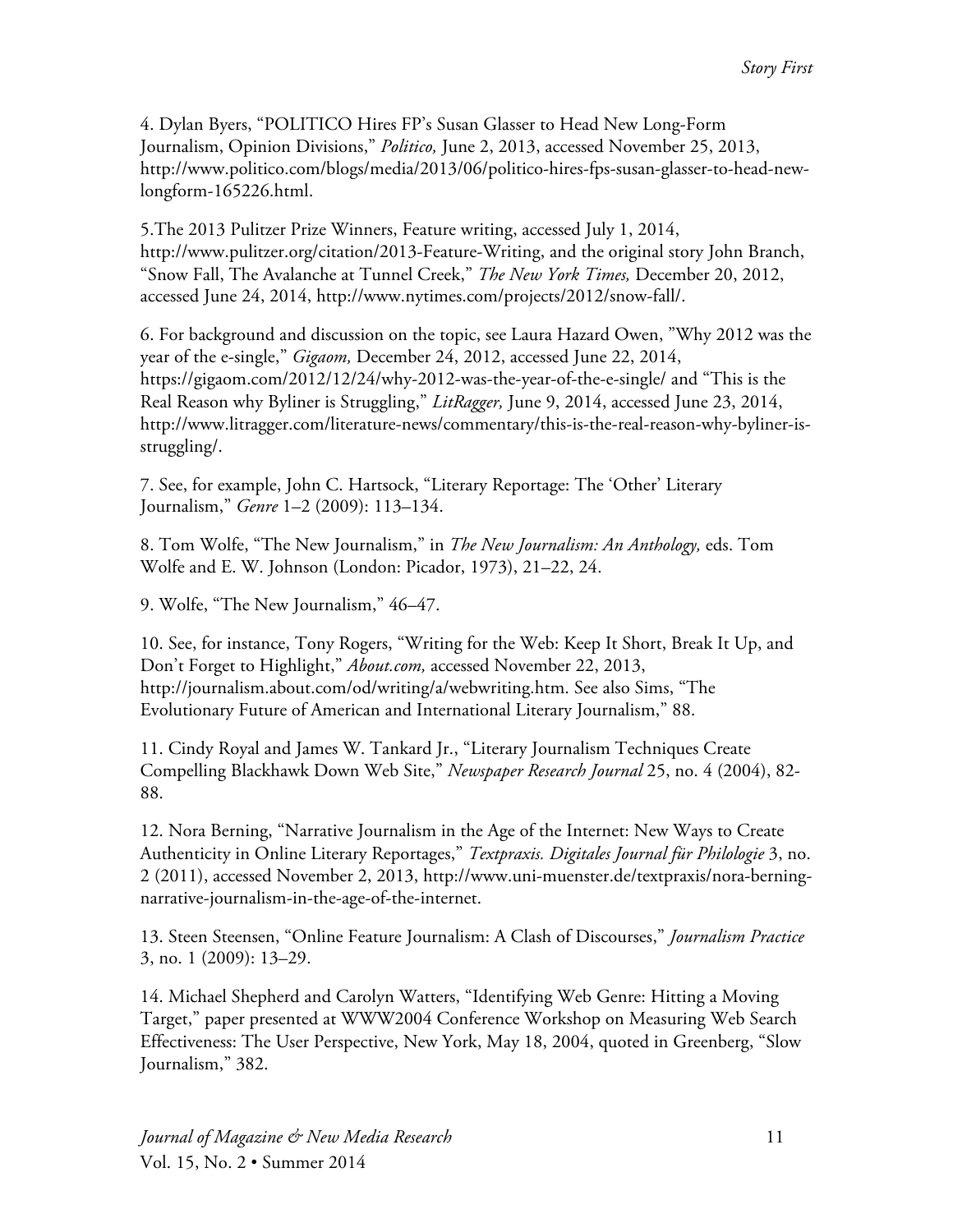4. Dylan Byers, "POLITICO Hires FP's Susan Glasser to Head New Long-Form Journalism, Opinion Divisions," *Politico,* June 2, 2013, accessed November 25, 2013, http://www.politico.com/blogs/media/2013/06/politico-hires-fps-susan-glasser-to-head-new-longform-165226.html.

5.The 2013 Pulitzer Prize Winners, Feature writing, accessed July 1, 2014, http://www.pulitzer.org/citation/2013-Feature-Writing, and the original story John Branch, "Snow Fall, The Avalanche at Tunnel Creek," *The New York Times,* December 20, 2012, accessed June 24, 2014, http://www.nytimes.com/projects/2012/snow-fall/.

6. For background and discussion on the topic, see Laura Hazard Owen, "Why 2012 was the year of the e-single," *Gigaom,* December 24, 2012, accessed June 22, 2014, https://gigaom.com/2012/12/24/why-2012-was-the-year-of-the-e-single/ and "This is the Real Reason why Byliner is Struggling," *LitRagger,* June 9, 2014, accessed June 23, 2014, http://www.litragger.com/literature-news/commentary/this-is-the-real-reason-why-byliner-is-struggling/.

7. See, for example, John C. Hartsock, "Literary Reportage: The 'Other' Literary Journalism," *Genre* 1–2 (2009): 113–134.

8. Tom Wolfe, "The New Journalism," in *The New Journalism: An Anthology,* eds. Tom Wolfe and E. W. Johnson (London: Picador, 1973), 21–22, 24.

9. Wolfe, "The New Journalism," 46–47.

10. See, for instance, Tony Rogers, "Writing for the Web: Keep It Short, Break It Up, and Don't Forget to Highlight," *About.com,* accessed November 22, 2013, http://journalism.about.com/od/writing/a/webwriting.htm. See also Sims, "The Evolutionary Future of American and International Literary Journalism," 88.

11. Cindy Royal and James W. Tankard Jr., "Literary Journalism Techniques Create Compelling Blackhawk Down Web Site," *Newspaper Research Journal* 25, no. 4 (2004), 82-88.

12. Nora Berning, "Narrative Journalism in the Age of the Internet: New Ways to Create Authenticity in Online Literary Reportages," *Textpraxis. Digitales Journal für Philologie* 3, no. 2 (2011), accessed November 2, 2013, http://www.uni-muenster.de/textpraxis/nora-berning-narrative-journalism-in-the-age-of-the-internet.

13. Steen Steensen, "Online Feature Journalism: A Clash of Discourses," *Journalism Practice* 3, no. 1 (2009): 13–29.

14. Michael Shepherd and Carolyn Watters, "Identifying Web Genre: Hitting a Moving Target," paper presented at WWW2004 Conference Workshop on Measuring Web Search Effectiveness: The User Perspective, New York, May 18, 2004, quoted in Greenberg, "Slow Journalism," 382.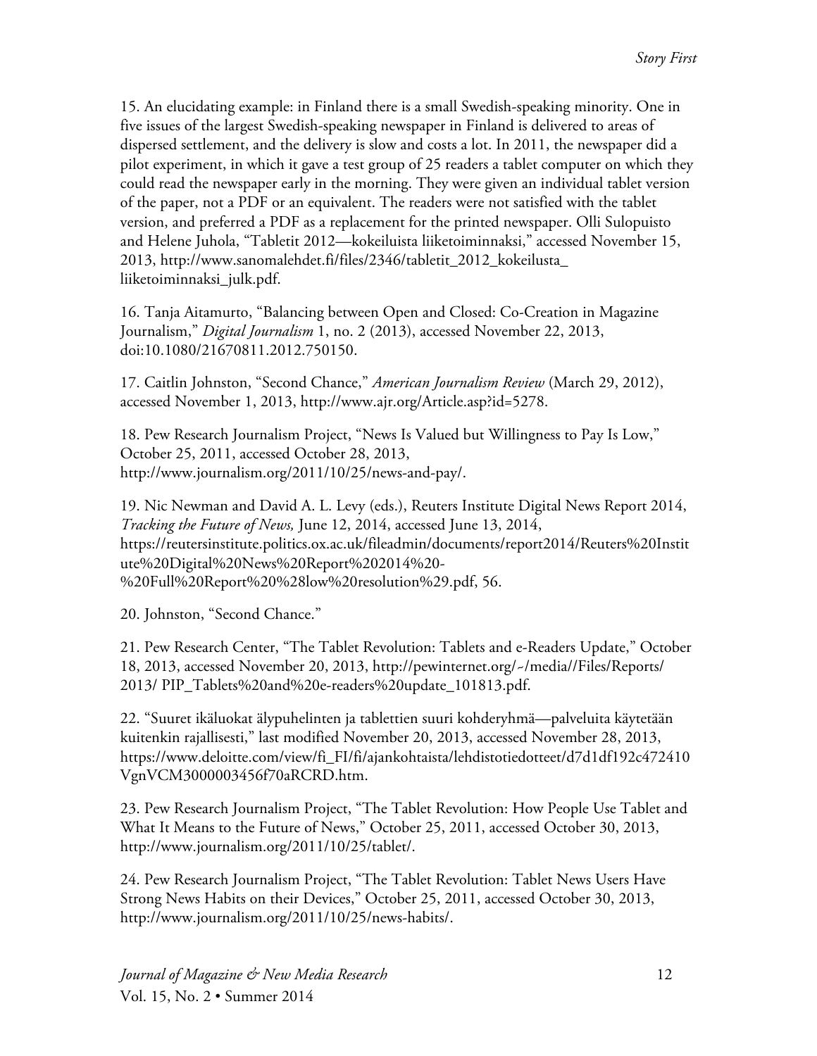15. An elucidating example: in Finland there is a small Swedish-speaking minority. One in five issues of the largest Swedish-speaking newspaper in Finland is delivered to areas of dispersed settlement, and the delivery is slow and costs a lot. In 2011, the newspaper did a pilot experiment, in which it gave a test group of 25 readers a tablet computer on which they could read the newspaper early in the morning. They were given an individual tablet version of the paper, not a PDF or an equivalent. The readers were not satisfied with the tablet version, and preferred a PDF as a replacement for the printed newspaper. Olli Sulopuisto and Helene Juhola, "Tabletit 2012—kokeiluista liiketoiminnaksi," accessed November 15, 2013, http://www.sanomalehdet.fi/files/2346/tabletit_2012_kokeilusta_liiketoiminnaksi_julk.pdf.

16. Tanja Aitamurto, "Balancing between Open and Closed: Co-Creation in Magazine Journalism," *Digital Journalism* 1, no. 2 (2013), accessed November 22, 2013, doi:10.1080/21670811.2012.750150.

17. Caitlin Johnston, "Second Chance," *American Journalism Review* (March 29, 2012), accessed November 1, 2013, http://www.ajr.org/Article.asp?id=5278.

18. Pew Research Journalism Project, "News Is Valued but Willingness to Pay Is Low," October 25, 2011, accessed October 28, 2013, http://www.journalism.org/2011/10/25/news-and-pay/.

19. Nic Newman and David A. L. Levy (eds.), Reuters Institute Digital News Report 2014, *Tracking the Future of News,* June 12, 2014, accessed June 13, 2014, https://reutersinstitute.politics.ox.ac.uk/fileadmin/documents/report2014/Reuters%20Institute%20Digital%20News%20Report%202014%20-%20Full%20Report%20%28low%20resolution%29.pdf, 56.

20. Johnston, "Second Chance."

21. Pew Research Center, "The Tablet Revolution: Tablets and e-Readers Update," October 18, 2013, accessed November 20, 2013, http://pewinternet.org/~/media//Files/Reports/2013/ PIP_Tablets%20and%20e-readers%20update_101813.pdf.

22. "Suuret ikäluokat älypuhelinten ja tablettien suuri kohderyhmä—palveluita käytetään kuitenkin rajallisesti," last modified November 20, 2013, accessed November 28, 2013, https://www.deloitte.com/view/fi_FI/fi/ajankohtaista/lehdistotiedotteet/d7d1df192c472410VgnVCM3000003456f70aRCRD.htm.

23. Pew Research Journalism Project, "The Tablet Revolution: How People Use Tablet and What It Means to the Future of News," October 25, 2011, accessed October 30, 2013, http://www.journalism.org/2011/10/25/tablet/.

24. Pew Research Journalism Project, "The Tablet Revolution: Tablet News Users Have Strong News Habits on their Devices," October 25, 2011, accessed October 30, 2013, http://www.journalism.org/2011/10/25/news-habits/.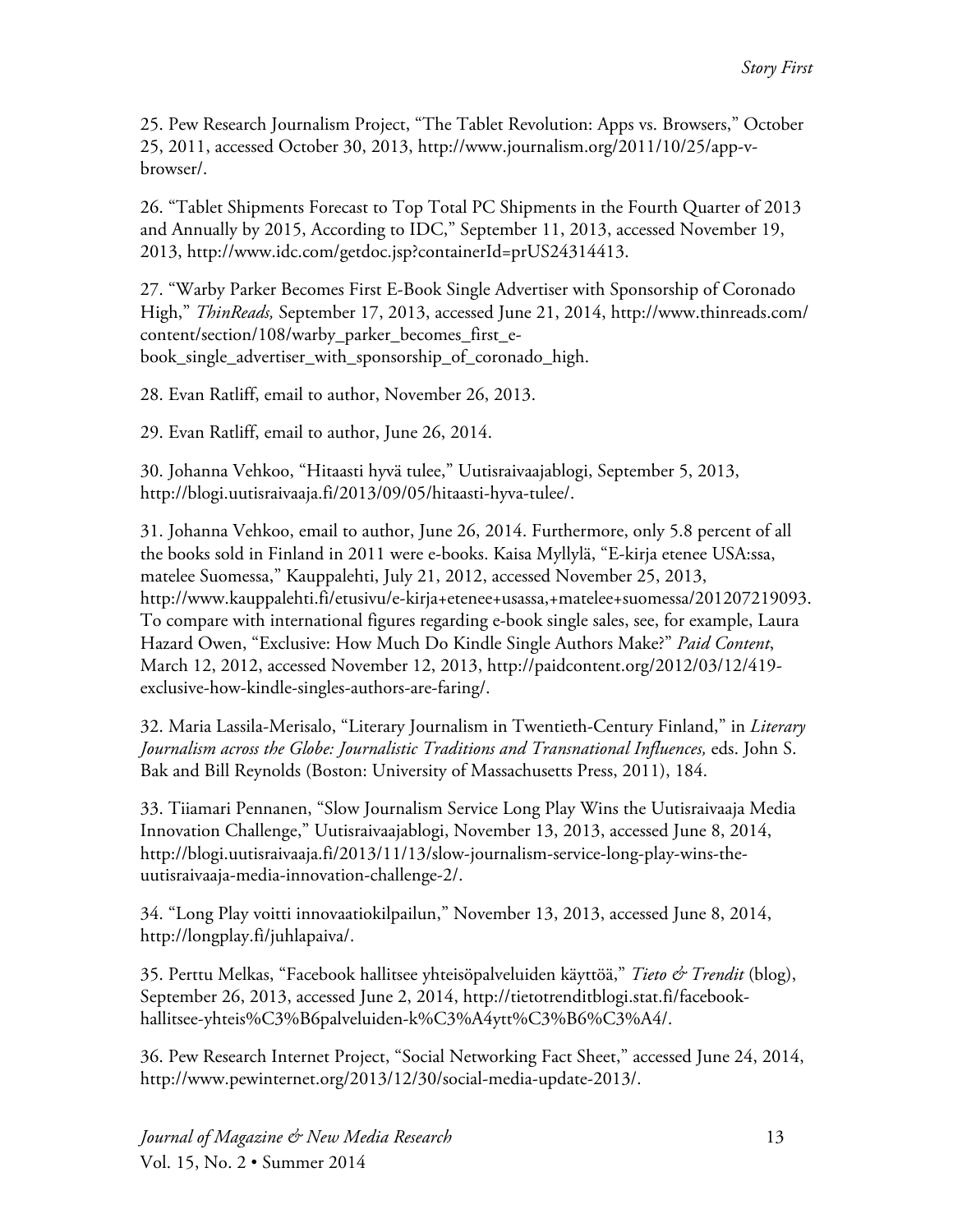25. Pew Research Journalism Project, "The Tablet Revolution: Apps vs. Browsers," October 25, 2011, accessed October 30, 2013, http://www.journalism.org/2011/10/25/app-v-browser/.

26. "Tablet Shipments Forecast to Top Total PC Shipments in the Fourth Quarter of 2013 and Annually by 2015, According to IDC," September 11, 2013, accessed November 19, 2013, http://www.idc.com/getdoc.jsp?containerId=prUS24314413.

27. "Warby Parker Becomes First E-Book Single Advertiser with Sponsorship of Coronado High," *ThinReads,* September 17, 2013, accessed June 21, 2014, http://www.thinreads.com/content/section/108/warby_parker_becomes_first_e-book_single_advertiser_with_sponsorship_of_coronado_high.

28. Evan Ratliff, email to author, November 26, 2013.

29. Evan Ratliff, email to author, June 26, 2014.

30. Johanna Vehkoo, "Hitaasti hyvä tulee," Uutisraivaajablogi, September 5, 2013, http://blogi.uutisraivaaja.fi/2013/09/05/hitaasti-hyva-tulee/.

31. Johanna Vehkoo, email to author, June 26, 2014. Furthermore, only 5.8 percent of all the books sold in Finland in 2011 were e-books. Kaisa Myllylä, "E-kirja etenee USA:ssa, matelee Suomessa," Kauppalehti, July 21, 2012, accessed November 25, 2013, http://www.kauppalehti.fi/etusivu/e-kirja+etenee+usassa,+matelee+suomessa/201207219093. To compare with international figures regarding e-book single sales, see, for example, Laura Hazard Owen, "Exclusive: How Much Do Kindle Single Authors Make?" *Paid Content*, March 12, 2012, accessed November 12, 2013, http://paidcontent.org/2012/03/12/419-exclusive-how-kindle-singles-authors-are-faring/.

32. Maria Lassila-Merisalo, "Literary Journalism in Twentieth-Century Finland," in *Literary Journalism across the Globe: Journalistic Traditions and Transnational Influences,* eds. John S. Bak and Bill Reynolds (Boston: University of Massachusetts Press, 2011), 184.

33. Tiiamari Pennanen, "Slow Journalism Service Long Play Wins the Uutisraivaaja Media Innovation Challenge," Uutisraivaajablogi, November 13, 2013, accessed June 8, 2014, http://blogi.uutisraivaaja.fi/2013/11/13/slow-journalism-service-long-play-wins-the-uutisraivaaja-media-innovation-challenge-2/.

34. "Long Play voitti innovaatiokilpailun," November 13, 2013, accessed June 8, 2014, http://longplay.fi/juhlapaiva/.

35. Perttu Melkas, "Facebook hallitsee yhteisöpalveluiden käyttöä," *Tieto & Trendit* (blog), September 26, 2013, accessed June 2, 2014, http://tietotrenditblogi.stat.fi/facebook-hallitsee-yhteis%C3%B6palveluiden-k%C3%A4ytt%C3%B6%C3%A4/.

36. Pew Research Internet Project, "Social Networking Fact Sheet," accessed June 24, 2014, http://www.pewinternet.org/2013/12/30/social-media-update-2013/.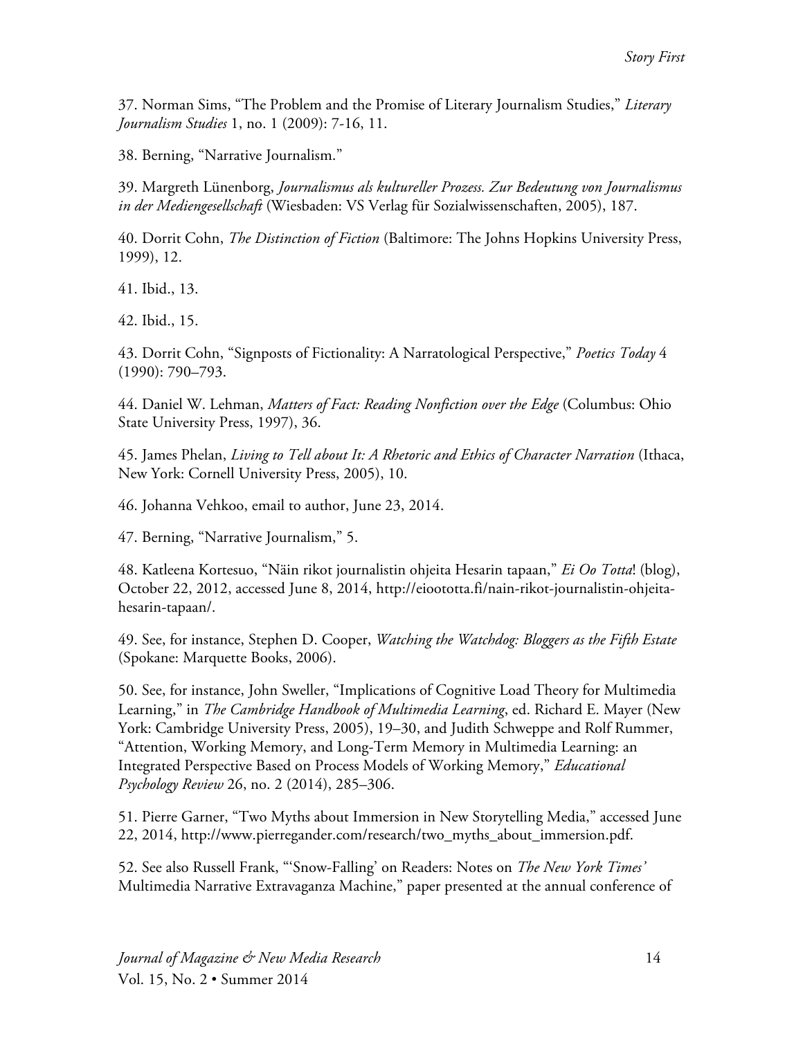37. Norman Sims, "The Problem and the Promise of Literary Journalism Studies," *Literary Journalism Studies* 1, no. 1 (2009): 7-16, 11.

38. Berning, "Narrative Journalism."

39. Margreth Lünenborg, *Journalismus als kultureller Prozess. Zur Bedeutung von Journalismus in der Mediengesellschaft* (Wiesbaden: VS Verlag für Sozialwissenschaften, 2005), 187.

40. Dorrit Cohn, *The Distinction of Fiction* (Baltimore: The Johns Hopkins University Press, 1999), 12.

41. Ibid., 13.

42. Ibid., 15.

43. Dorrit Cohn, "Signposts of Fictionality: A Narratological Perspective," *Poetics Today* 4 (1990): 790–793.

44. Daniel W. Lehman, *Matters of Fact: Reading Nonfiction over the Edge* (Columbus: Ohio State University Press, 1997), 36.

45. James Phelan, *Living to Tell about It: A Rhetoric and Ethics of Character Narration* (Ithaca, New York: Cornell University Press, 2005), 10.

46. Johanna Vehkoo, email to author, June 23, 2014.

47. Berning, "Narrative Journalism," 5.

48. Katleena Kortesuo, "Näin rikot journalistin ohjeita Hesarin tapaan," *Ei Oo Totta*! (blog), October 22, 2012, accessed June 8, 2014, http://eioototta.fi/nain-rikot-journalistin-ohjeita-hesarin-tapaan/.

49. See, for instance, Stephen D. Cooper, *Watching the Watchdog: Bloggers as the Fifth Estate* (Spokane: Marquette Books, 2006).

50. See, for instance, John Sweller, "Implications of Cognitive Load Theory for Multimedia Learning," in *The Cambridge Handbook of Multimedia Learning*, ed. Richard E. Mayer (New York: Cambridge University Press, 2005), 19–30, and Judith Schweppe and Rolf Rummer, "Attention, Working Memory, and Long-Term Memory in Multimedia Learning: an Integrated Perspective Based on Process Models of Working Memory," *Educational Psychology Review* 26, no. 2 (2014), 285–306.

51. Pierre Garner, "Two Myths about Immersion in New Storytelling Media," accessed June 22, 2014, http://www.pierregander.com/research/two_myths_about_immersion.pdf.

52. See also Russell Frank, "'Snow-Falling' on Readers: Notes on *The New York Times'* Multimedia Narrative Extravaganza Machine," paper presented at the annual conference of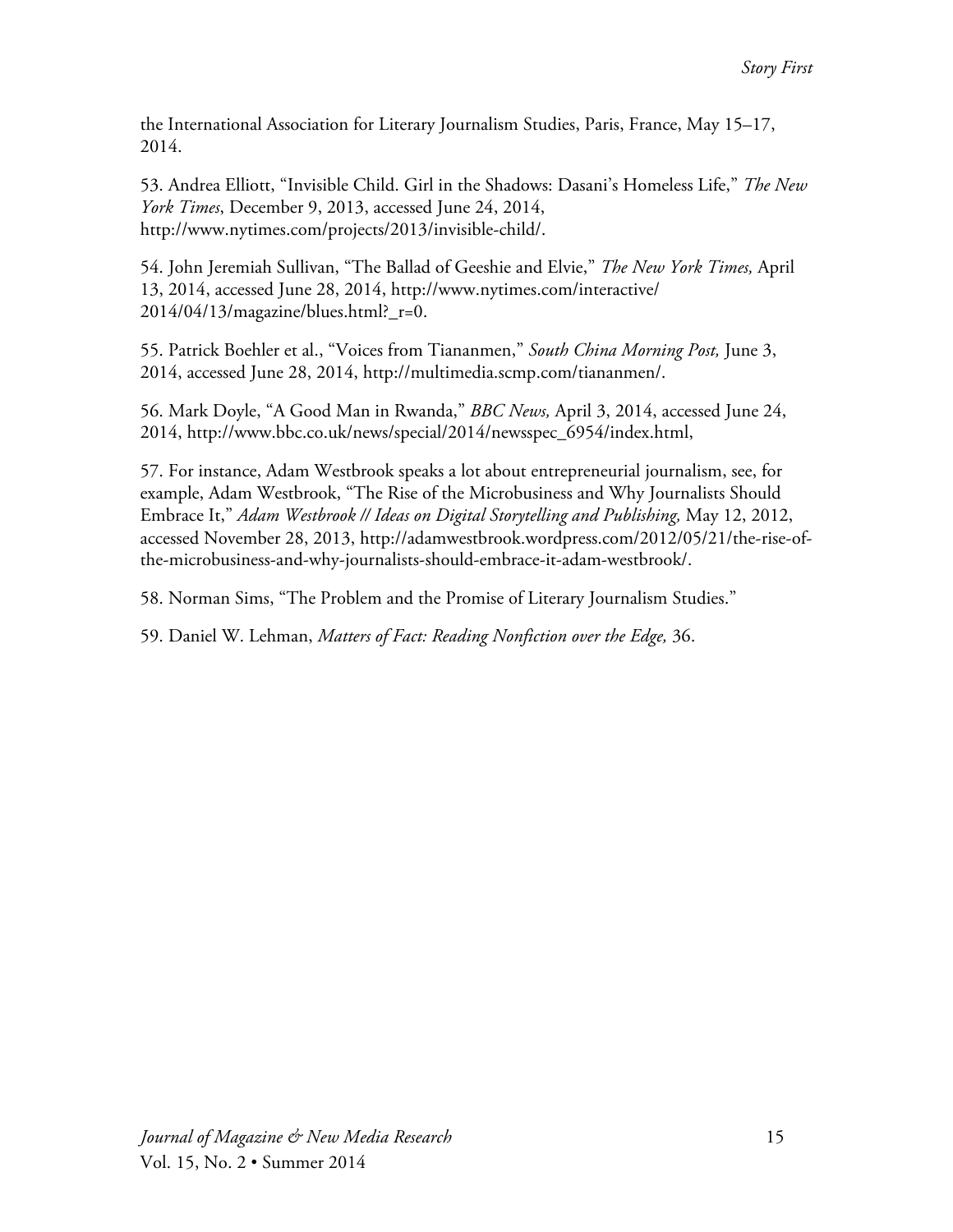the International Association for Literary Journalism Studies, Paris, France, May 15–17, 2014.

53. Andrea Elliott, "Invisible Child. Girl in the Shadows: Dasani's Homeless Life," *The New York Times*, December 9, 2013, accessed June 24, 2014, http://www.nytimes.com/projects/2013/invisible-child/.

54. John Jeremiah Sullivan, "The Ballad of Geeshie and Elvie," *The New York Times,* April 13, 2014, accessed June 28, 2014, http://www.nytimes.com/interactive/2014/04/13/magazine/blues.html?_r=0.

55. Patrick Boehler et al., "Voices from Tiananmen," *South China Morning Post,* June 3, 2014, accessed June 28, 2014, http://multimedia.scmp.com/tiananmen/.

56. Mark Doyle, "A Good Man in Rwanda," *BBC News,* April 3, 2014, accessed June 24, 2014, http://www.bbc.co.uk/news/special/2014/newsspec_6954/index.html,

57. For instance, Adam Westbrook speaks a lot about entrepreneurial journalism, see, for example, Adam Westbrook, "The Rise of the Microbusiness and Why Journalists Should Embrace It," *Adam Westbrook // Ideas on Digital Storytelling and Publishing,* May 12, 2012, accessed November 28, 2013, http://adamwestbrook.wordpress.com/2012/05/21/the-rise-of-the-microbusiness-and-why-journalists-should-embrace-it-adam-westbrook/.

58. Norman Sims, "The Problem and the Promise of Literary Journalism Studies."

59. Daniel W. Lehman, *Matters of Fact: Reading Nonfiction over the Edge,* 36.